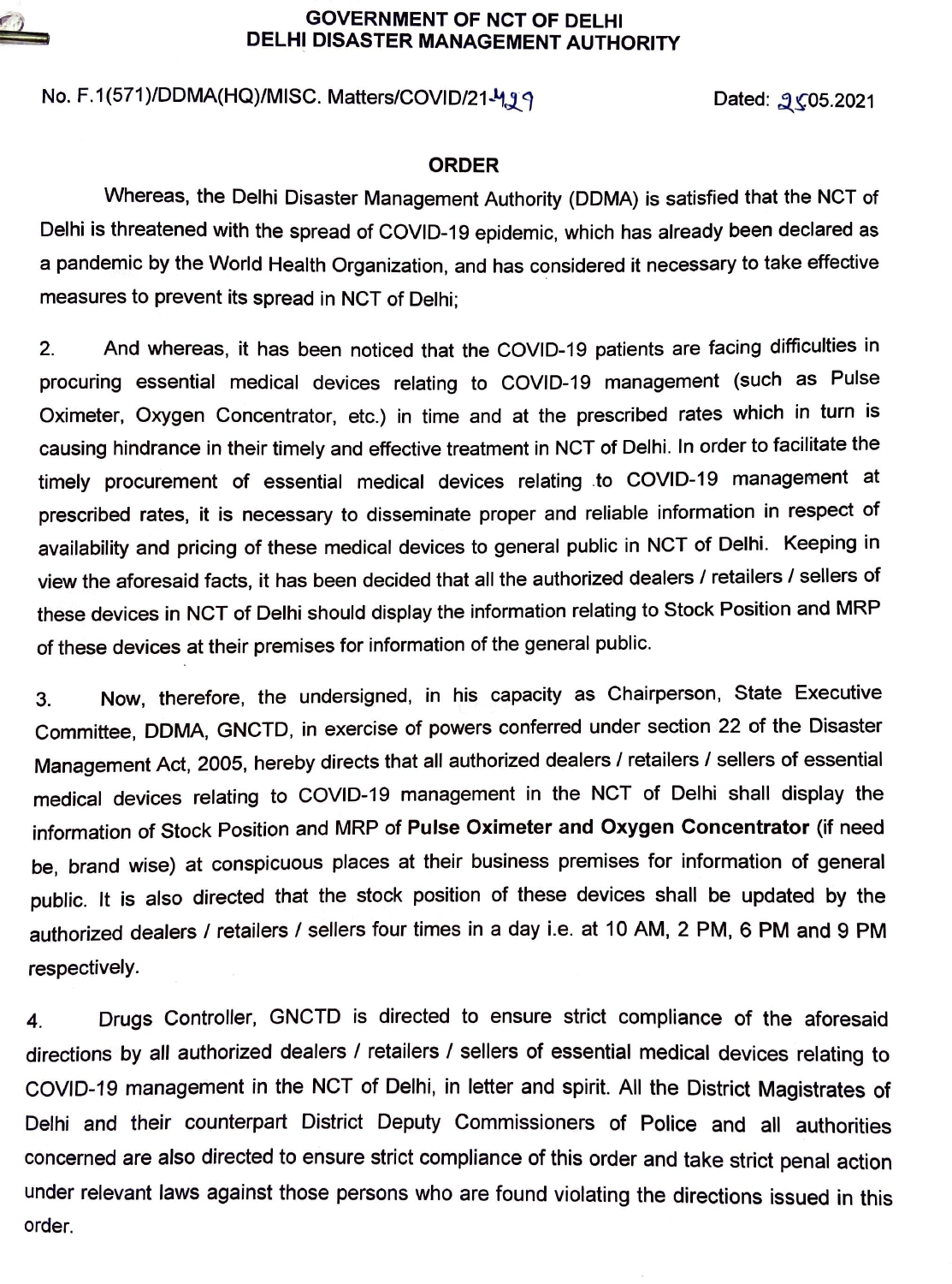**GOVERNMENT OF NCT OF DELHI**
**DELHI DISASTER MANAGEMENT AUTHORITY**

No. F.1(571)/DDMA(HQ)/MISC. Matters/COVID/21-429 Dated: 25.05.2021

**ORDER**

Whereas, the Delhi Disaster Management Authority (DDMA) is satisfied that the NCT of Delhi is threatened with the spread of COVID-19 epidemic, which has already been declared as a pandemic by the World Health Organization, and has considered it necessary to take effective measures to prevent its spread in NCT of Delhi;

2. And whereas, it has been noticed that the COVID-19 patients are facing difficulties in procuring essential medical devices relating to COVID-19 management (such as Pulse Oximeter, Oxygen Concentrator, etc.) in time and at the prescribed rates which in turn is causing hindrance in their timely and effective treatment in NCT of Delhi. In order to facilitate the timely procurement of essential medical devices relating to COVID-19 management at prescribed rates, it is necessary to disseminate proper and reliable information in respect of availability and pricing of these medical devices to general public in NCT of Delhi. Keeping in view the aforesaid facts, it has been decided that all the authorized dealers / retailers / sellers of these devices in NCT of Delhi should display the information relating to Stock Position and MRP of these devices at their premises for information of the general public.

3. Now, therefore, the undersigned, in his capacity as Chairperson, State Executive Committee, DDMA, GNCTD, in exercise of powers conferred under section 22 of the Disaster Management Act, 2005, hereby directs that all authorized dealers / retailers / sellers of essential medical devices relating to COVID-19 management in the NCT of Delhi shall display the information of Stock Position and MRP of **Pulse Oximeter and Oxygen Concentrator** (if need be, brand wise) at conspicuous places at their business premises for information of general public. It is also directed that the stock position of these devices shall be updated by the authorized dealers / retailers / sellers four times in a day i.e. at 10 AM, 2 PM, 6 PM and 9 PM respectively.

4. Drugs Controller, GNCTD is directed to ensure strict compliance of the aforesaid directions by all authorized dealers / retailers / sellers of essential medical devices relating to COVID-19 management in the NCT of Delhi, in letter and spirit. All the District Magistrates of Delhi and their counterpart District Deputy Commissioners of Police and all authorities concerned are also directed to ensure strict compliance of this order and take strict penal action under relevant laws against those persons who are found violating the directions issued in this order.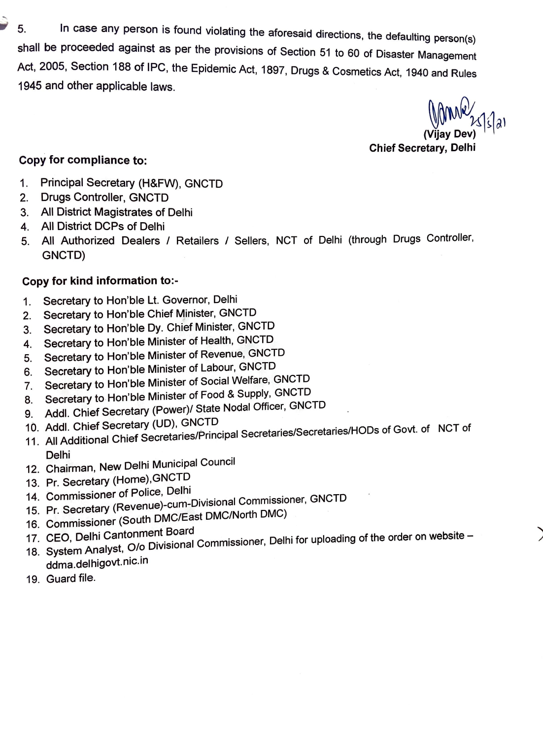5. In case any person is found violating the aforesaid directions, the defaulting person(s) shall be proceeded against as per the provisions of Section 51 to 60 of Disaster Management Act, 2005, Section 188 of IPC, the Epidemic Act, 1897, Drugs & Cosmetics Act, 1940 and Rules 1945 and other applicable laws.

25/5/21

(Vijay Dev)
**Chief Secretary, Delhi**

**Copy for compliance to:**

1. Principal Secretary (H&FW), GNCTD
2. Drugs Controller, GNCTD
3. All District Magistrates of Delhi
4. All District DCPs of Delhi
5. All Authorized Dealers / Retailers / Sellers, NCT of Delhi (through Drugs Controller, GNCTD)

**Copy for kind information to:-**

1. Secretary to Hon'ble Lt. Governor, Delhi
2. Secretary to Hon'ble Chief Minister, GNCTD
3. Secretary to Hon'ble Dy. Chief Minister, GNCTD
4. Secretary to Hon'ble Minister of Health, GNCTD
5. Secretary to Hon'ble Minister of Revenue, GNCTD
6. Secretary to Hon'ble Minister of Labour, GNCTD
7. Secretary to Hon'ble Minister of Social Welfare, GNCTD
8. Secretary to Hon'ble Minister of Food & Supply, GNCTD
9. Addl. Chief Secretary (Power)/ State Nodal Officer, GNCTD
10. Addl. Chief Secretary (UD), GNCTD
11. All Additional Chief Secretaries/Principal Secretaries/Secretaries/HODs of Govt. of NCT of Delhi
12. Chairman, New Delhi Municipal Council
13. Pr. Secretary (Home),GNCTD
14. Commissioner of Police, Delhi
15. Pr. Secretary (Revenue)-cum-Divisional Commissioner, GNCTD
16. Commissioner (South DMC/East DMC/North DMC)
17. CEO, Delhi Cantonment Board
18. System Analyst, O/o Divisional Commissioner, Delhi for uploading of the order on website – ddma.delhigovt.nic.in
19. Guard file.